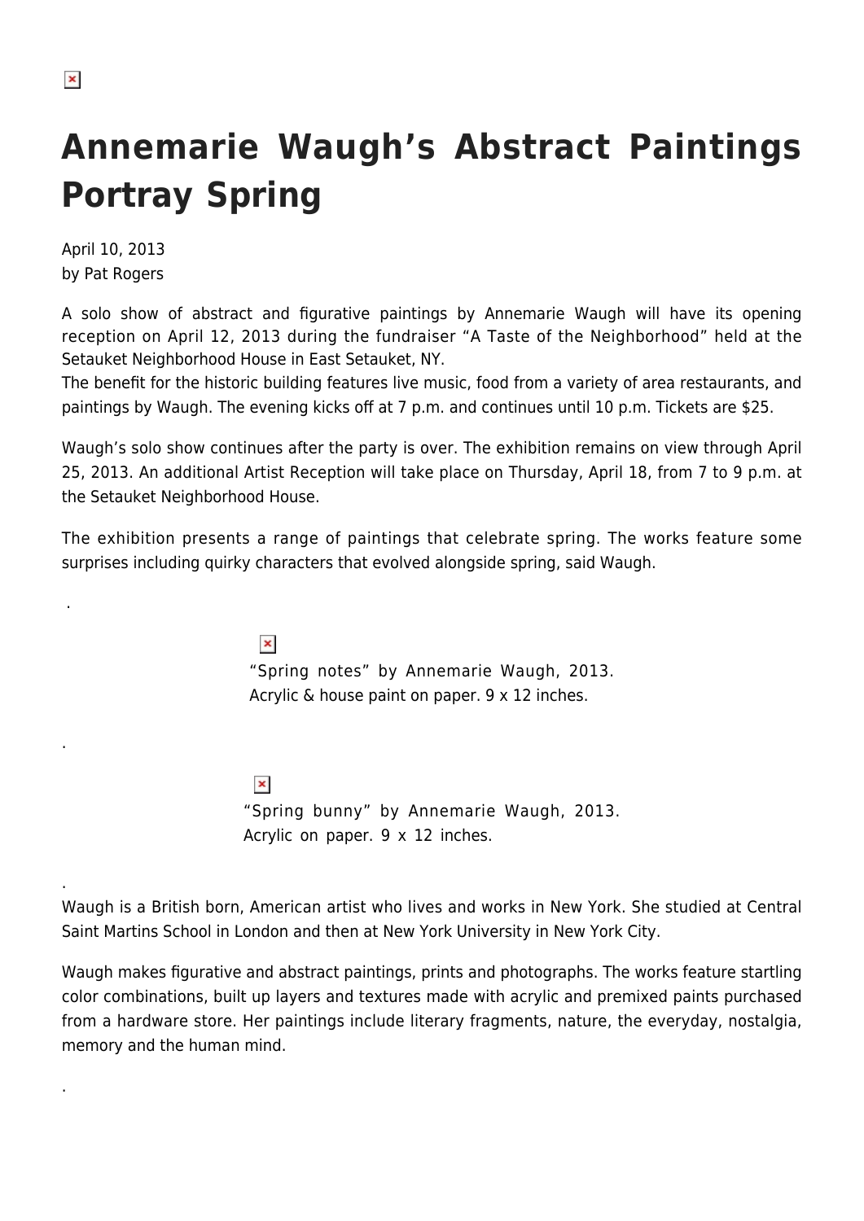# Annemarie Waugh's Abstract Paintings Portray Spring

April 10, 2013
by Pat Rogers

A solo show of abstract and figurative paintings by Annemarie Waugh will have its opening reception on April 12, 2013 during the fundraiser "A Taste of the Neighborhood" held at the Setauket Neighborhood House in East Setauket, NY.
The benefit for the historic building features live music, food from a variety of area restaurants, and paintings by Waugh. The evening kicks off at 7 p.m. and continues until 10 p.m. Tickets are $25.

Waugh's solo show continues after the party is over. The exhibition remains on view through April 25, 2013. An additional Artist Reception will take place on Thursday, April 18, from 7 to 9 p.m. at the Setauket Neighborhood House.

The exhibition presents a range of paintings that celebrate spring. The works feature some surprises including quirky characters that evolved alongside spring, said Waugh.

.

"Spring notes" by Annemarie Waugh, 2013.
Acrylic & house paint on paper. 9 x 12 inches.

.

"Spring bunny" by Annemarie Waugh, 2013.
Acrylic on paper. 9 x 12 inches.

.

Waugh is a British born, American artist who lives and works in New York. She studied at Central Saint Martins School in London and then at New York University in New York City.

Waugh makes figurative and abstract paintings, prints and photographs. The works feature startling color combinations, built up layers and textures made with acrylic and premixed paints purchased from a hardware store. Her paintings include literary fragments, nature, the everyday, nostalgia, memory and the human mind.

.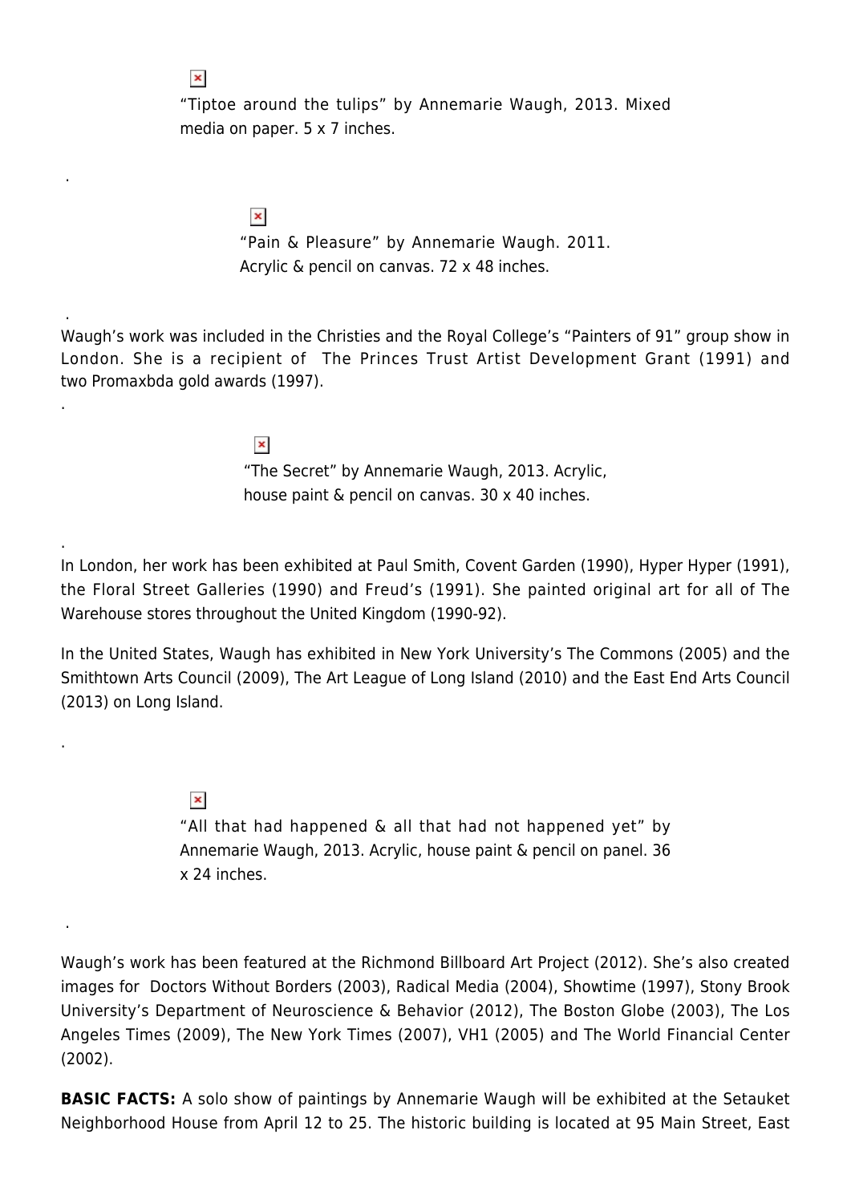"Tiptoe around the tulips" by Annemarie Waugh, 2013. Mixed media on paper. 5 x 7 inches.

.

"Pain & Pleasure" by Annemarie Waugh. 2011. Acrylic & pencil on canvas. 72 x 48 inches.

.

Waugh's work was included in the Christies and the Royal College's "Painters of 91" group show in London. She is a recipient of The Princes Trust Artist Development Grant (1991) and two Promaxbda gold awards (1997).

.

"The Secret" by Annemarie Waugh, 2013. Acrylic, house paint & pencil on canvas. 30 x 40 inches.

.

In London, her work has been exhibited at Paul Smith, Covent Garden (1990), Hyper Hyper (1991), the Floral Street Galleries (1990) and Freud's (1991). She painted original art for all of The Warehouse stores throughout the United Kingdom (1990-92).

In the United States, Waugh has exhibited in New York University's The Commons (2005) and the Smithtown Arts Council (2009), The Art League of Long Island (2010) and the East End Arts Council (2013) on Long Island.

.

"All that had happened & all that had not happened yet" by Annemarie Waugh, 2013. Acrylic, house paint & pencil on panel. 36 x 24 inches.

.

Waugh's work has been featured at the Richmond Billboard Art Project (2012). She's also created images for Doctors Without Borders (2003), Radical Media (2004), Showtime (1997), Stony Brook University's Department of Neuroscience & Behavior (2012), The Boston Globe (2003), The Los Angeles Times (2009), The New York Times (2007), VH1 (2005) and The World Financial Center (2002).

**BASIC FACTS:** A solo show of paintings by Annemarie Waugh will be exhibited at the Setauket Neighborhood House from April 12 to 25. The historic building is located at 95 Main Street, East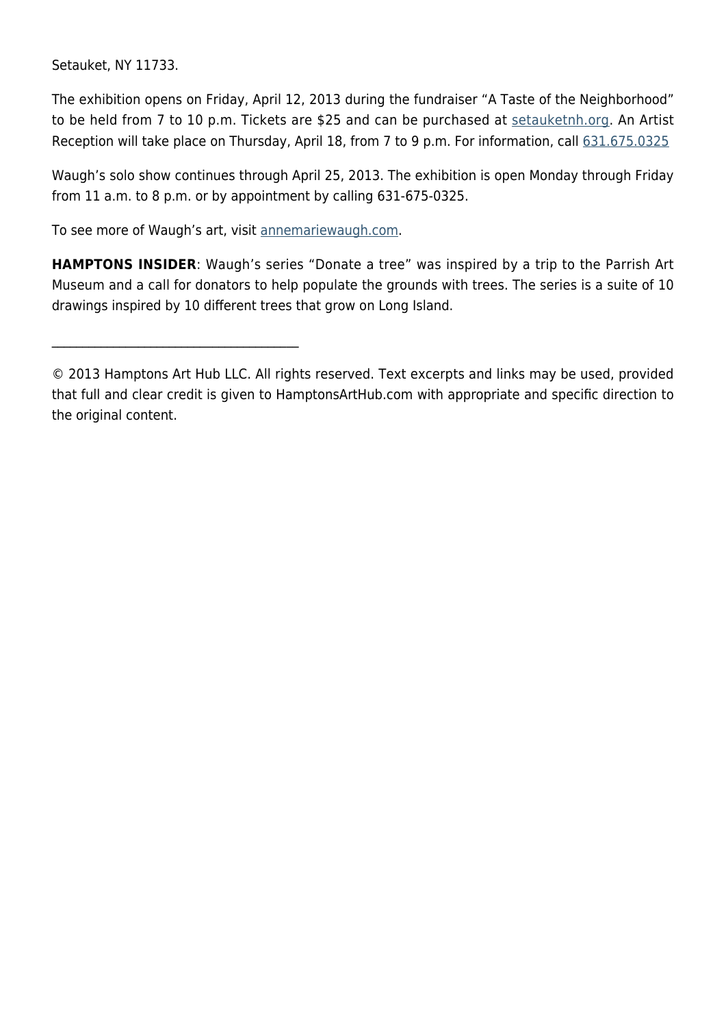Setauket, NY 11733.

The exhibition opens on Friday, April 12, 2013 during the fundraiser "A Taste of the Neighborhood" to be held from 7 to 10 p.m. Tickets are $25 and can be purchased at setauketnh.org. An Artist Reception will take place on Thursday, April 18, from 7 to 9 p.m. For information, call 631.675.0325

Waugh's solo show continues through April 25, 2013. The exhibition is open Monday through Friday from 11 a.m. to 8 p.m. or by appointment by calling 631-675-0325.

To see more of Waugh's art, visit annemariewaugh.com.

**HAMPTONS INSIDER**: Waugh's series "Donate a tree" was inspired by a trip to the Parrish Art Museum and a call for donators to help populate the grounds with trees. The series is a suite of 10 drawings inspired by 10 different trees that grow on Long Island.

---

© 2013 Hamptons Art Hub LLC. All rights reserved. Text excerpts and links may be used, provided that full and clear credit is given to HamptonsArtHub.com with appropriate and specific direction to the original content.